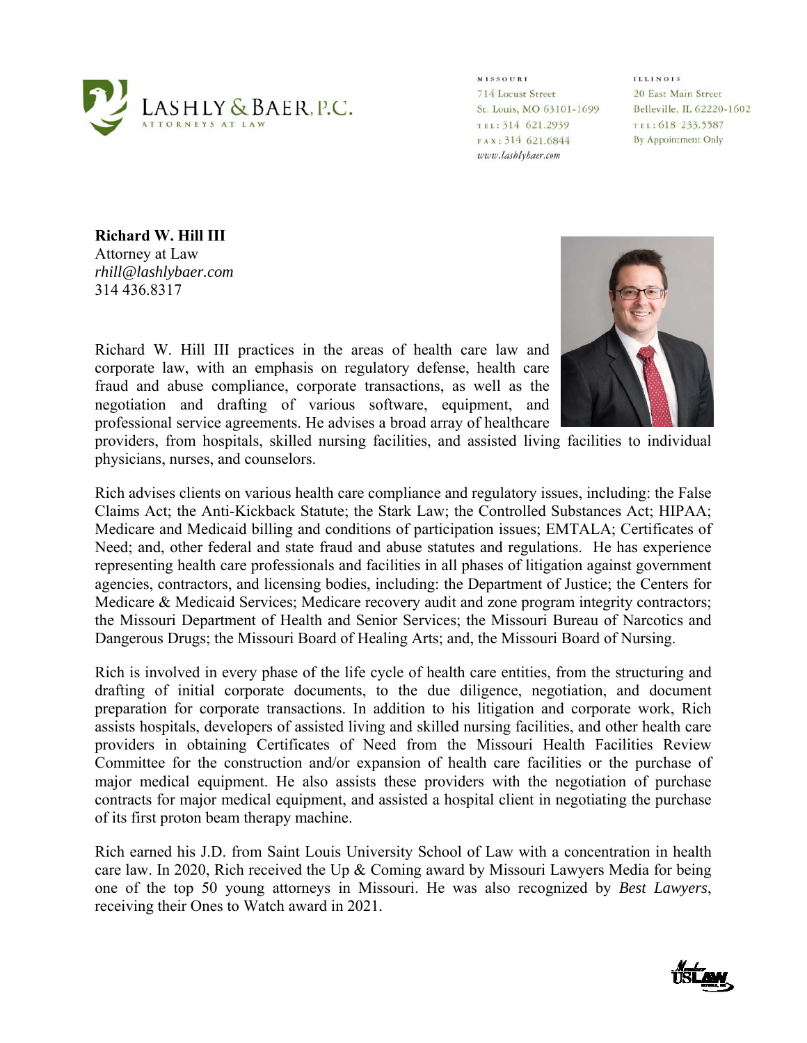LASHLY & BAER, P.C.
ATTORNEYS AT LAW

MISSOURI
714 Locust Street
St. Louis, MO 63101-1699
TEL: 314 621.2939
FAX: 314 621.6844
www.lashlybaer.com

ILLINOIS
20 East Main Street
Belleville, IL 62220-1602
TEL: 618 233.5587
By Appointment Only

**Richard W. Hill III**
Attorney at Law
*rhill@lashlybaer.com*
314 436.8317

Richard W. Hill III practices in the areas of health care law and corporate law, with an emphasis on regulatory defense, health care fraud and abuse compliance, corporate transactions, as well as the negotiation and drafting of various software, equipment, and professional service agreements. He advises a broad array of healthcare providers, from hospitals, skilled nursing facilities, and assisted living facilities to individual physicians, nurses, and counselors.

Rich advises clients on various health care compliance and regulatory issues, including: the False Claims Act; the Anti-Kickback Statute; the Stark Law; the Controlled Substances Act; HIPAA; Medicare and Medicaid billing and conditions of participation issues; EMTALA; Certificates of Need; and, other federal and state fraud and abuse statutes and regulations. He has experience representing health care professionals and facilities in all phases of litigation against government agencies, contractors, and licensing bodies, including: the Department of Justice; the Centers for Medicare & Medicaid Services; Medicare recovery audit and zone program integrity contractors; the Missouri Department of Health and Senior Services; the Missouri Bureau of Narcotics and Dangerous Drugs; the Missouri Board of Healing Arts; and, the Missouri Board of Nursing.

Rich is involved in every phase of the life cycle of health care entities, from the structuring and drafting of initial corporate documents, to the due diligence, negotiation, and document preparation for corporate transactions. In addition to his litigation and corporate work, Rich assists hospitals, developers of assisted living and skilled nursing facilities, and other health care providers in obtaining Certificates of Need from the Missouri Health Facilities Review Committee for the construction and/or expansion of health care facilities or the purchase of major medical equipment. He also assists these providers with the negotiation of purchase contracts for major medical equipment, and assisted a hospital client in negotiating the purchase of its first proton beam therapy machine.

Rich earned his J.D. from Saint Louis University School of Law with a concentration in health care law. In 2020, Rich received the Up & Coming award by Missouri Lawyers Media for being one of the top 50 young attorneys in Missouri. He was also recognized by *Best Lawyers*, receiving their Ones to Watch award in 2021.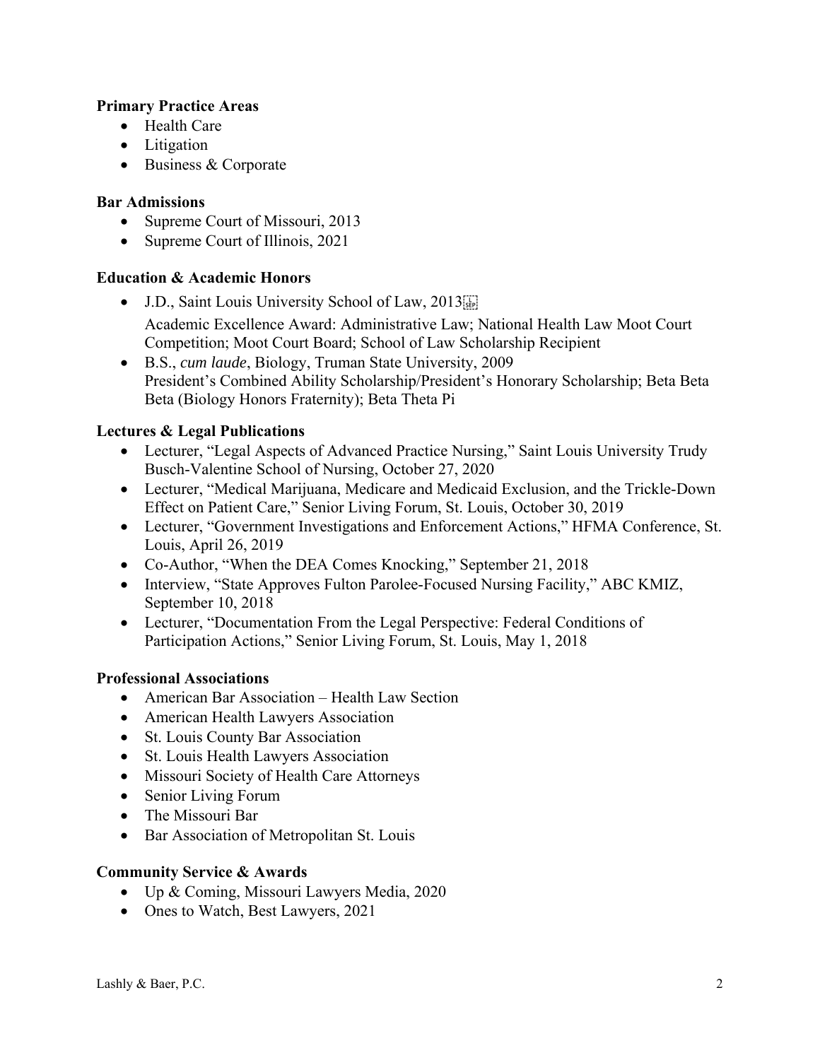**Primary Practice Areas**

- Health Care
- Litigation
- Business & Corporate

**Bar Admissions**

- Supreme Court of Missouri, 2013
- Supreme Court of Illinois, 2021

**Education & Academic Honors**

- J.D., Saint Louis University School of Law, 2013
  Academic Excellence Award: Administrative Law; National Health Law Moot Court Competition; Moot Court Board; School of Law Scholarship Recipient
- B.S., *cum laude*, Biology, Truman State University, 2009
  President's Combined Ability Scholarship/President's Honorary Scholarship; Beta Beta Beta (Biology Honors Fraternity); Beta Theta Pi

**Lectures & Legal Publications**

- Lecturer, "Legal Aspects of Advanced Practice Nursing," Saint Louis University Trudy Busch-Valentine School of Nursing, October 27, 2020
- Lecturer, "Medical Marijuana, Medicare and Medicaid Exclusion, and the Trickle-Down Effect on Patient Care," Senior Living Forum, St. Louis, October 30, 2019
- Lecturer, "Government Investigations and Enforcement Actions," HFMA Conference, St. Louis, April 26, 2019
- Co-Author, "When the DEA Comes Knocking," September 21, 2018
- Interview, "State Approves Fulton Parolee-Focused Nursing Facility," ABC KMIZ, September 10, 2018
- Lecturer, "Documentation From the Legal Perspective: Federal Conditions of Participation Actions," Senior Living Forum, St. Louis, May 1, 2018

**Professional Associations**

- American Bar Association – Health Law Section
- American Health Lawyers Association
- St. Louis County Bar Association
- St. Louis Health Lawyers Association
- Missouri Society of Health Care Attorneys
- Senior Living Forum
- The Missouri Bar
- Bar Association of Metropolitan St. Louis

**Community Service & Awards**

- Up & Coming, Missouri Lawyers Media, 2020
- Ones to Watch, Best Lawyers, 2021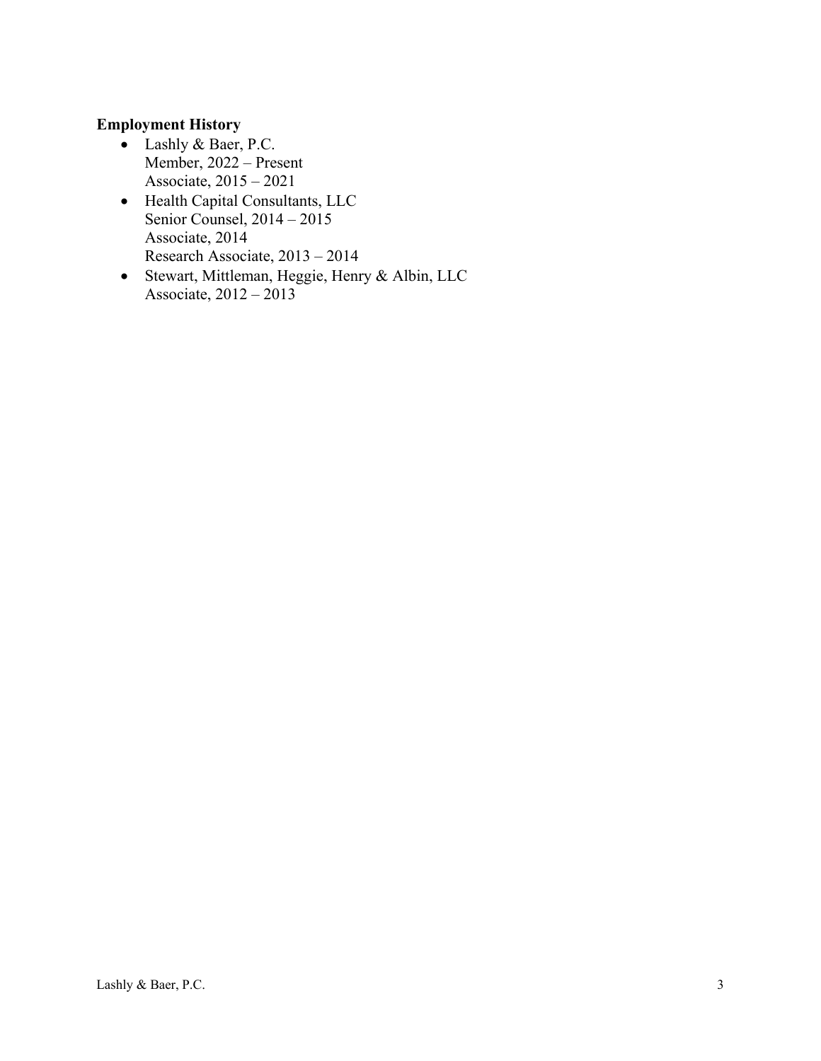**Employment History**

- Lashly & Baer, P.C.
  Member, 2022 – Present
  Associate, 2015 – 2021
- Health Capital Consultants, LLC
  Senior Counsel, 2014 – 2015
  Associate, 2014
  Research Associate, 2013 – 2014
- Stewart, Mittleman, Heggie, Henry & Albin, LLC
  Associate, 2012 – 2013